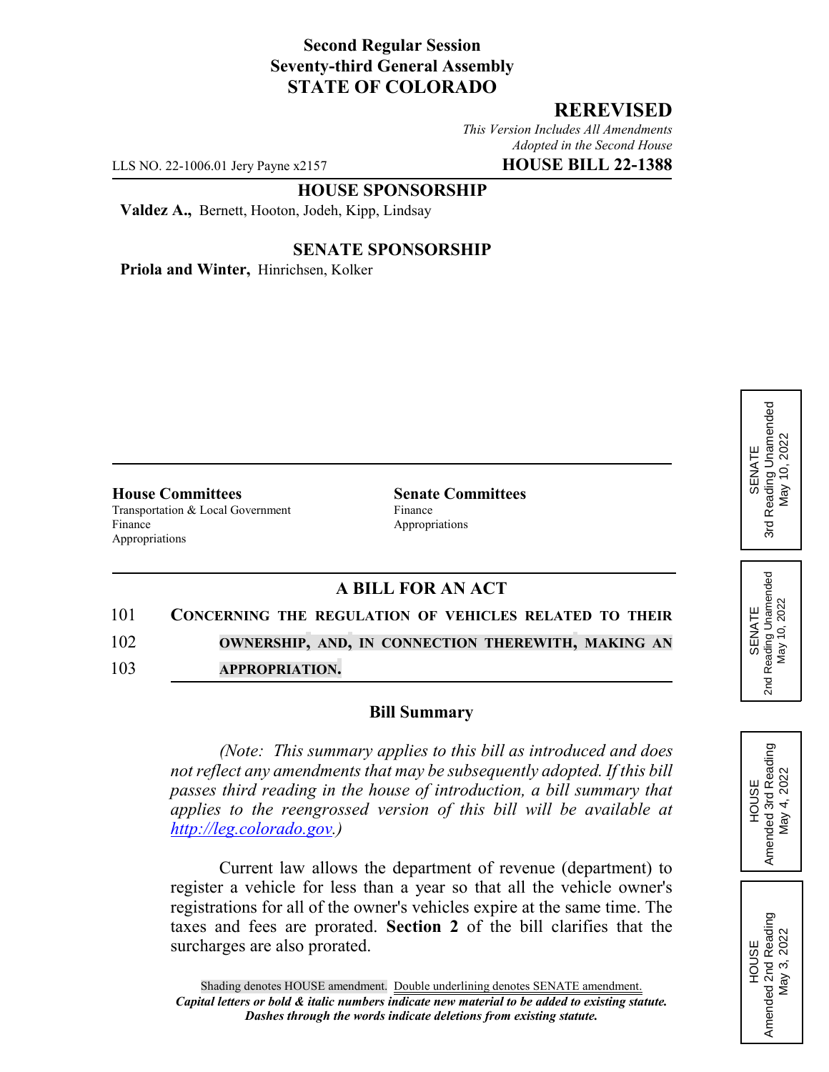**Second Regular Session**
**Seventy-third General Assembly**
**STATE OF COLORADO**

**REREVISED**

*This Version Includes All Amendments Adopted in the Second House*

LLS NO. 22-1006.01 Jery Payne x2157 **HOUSE BILL 22-1388**

**HOUSE SPONSORSHIP**

**Valdez A.,** Bernett, Hooton, Jodeh, Kipp, Lindsay

**SENATE SPONSORSHIP**

**Priola and Winter,** Hinrichsen, Kolker

SENATE 3rd Reading Unamended May 10, 2022

SENATE 2nd Reading Unamended May 10, 2022

HOUSE Amended 3rd Reading May 4, 2022

HOUSE Amended 2nd Reading May 3, 2022

**House Committees**
Transportation & Local Government
Finance
Appropriations

**Senate Committees**
Finance
Appropriations

## A BILL FOR AN ACT

101 CONCERNING THE REGULATION OF VEHICLES RELATED TO THEIR
102 OWNERSHIP, AND, IN CONNECTION THEREWITH, MAKING AN
103 APPROPRIATION.

### Bill Summary

*(Note: This summary applies to this bill as introduced and does not reflect any amendments that may be subsequently adopted. If this bill passes third reading in the house of introduction, a bill summary that applies to the reengrossed version of this bill will be available at http://leg.colorado.gov.)*

Current law allows the department of revenue (department) to register a vehicle for less than a year so that all the vehicle owner's registrations for all of the owner's vehicles expire at the same time. The taxes and fees are prorated. **Section 2** of the bill clarifies that the surcharges are also prorated.

Shading denotes HOUSE amendment. Double underlining denotes SENATE amendment.
*Capital letters or bold & italic numbers indicate new material to be added to existing statute.*
*Dashes through the words indicate deletions from existing statute.*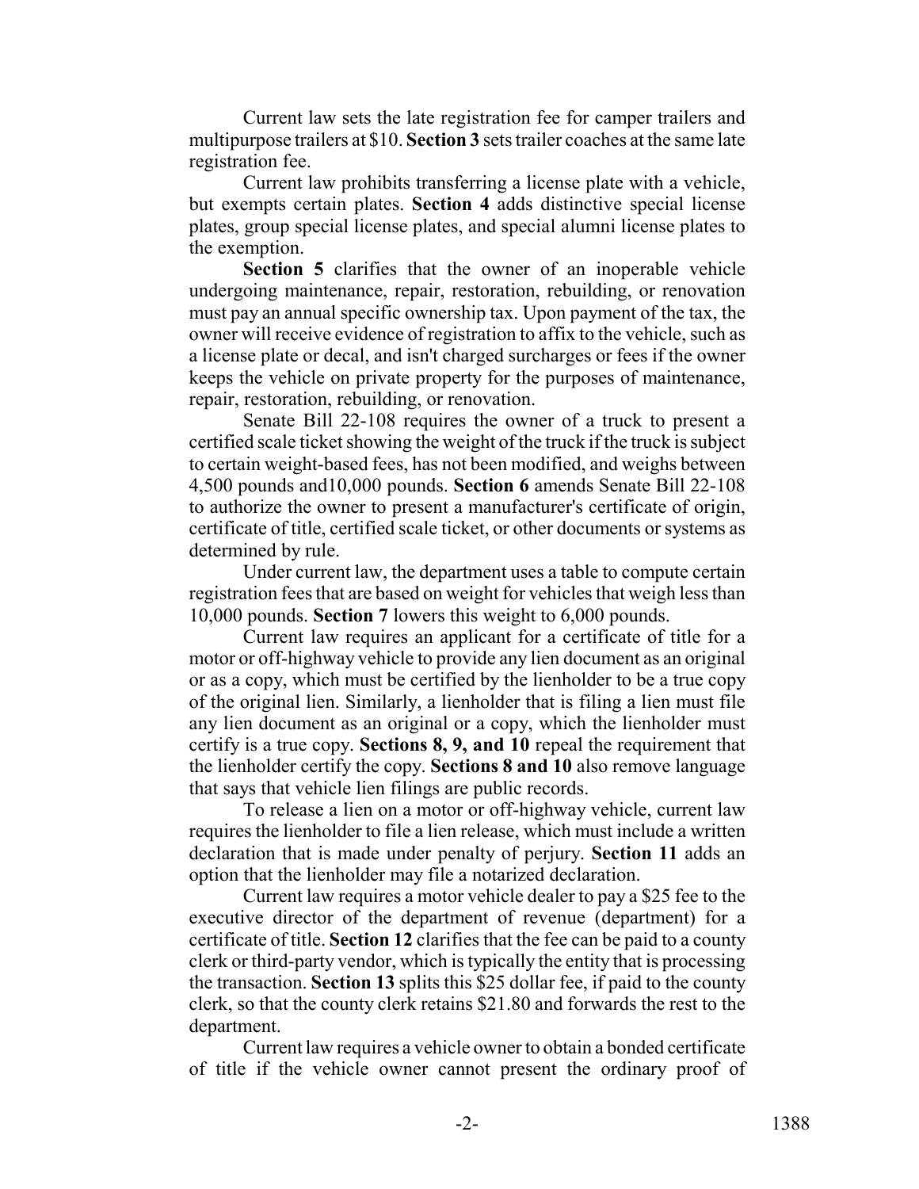Current law sets the late registration fee for camper trailers and multipurpose trailers at $10. **Section 3** sets trailer coaches at the same late registration fee.

Current law prohibits transferring a license plate with a vehicle, but exempts certain plates. **Section 4** adds distinctive special license plates, group special license plates, and special alumni license plates to the exemption.

**Section 5** clarifies that the owner of an inoperable vehicle undergoing maintenance, repair, restoration, rebuilding, or renovation must pay an annual specific ownership tax. Upon payment of the tax, the owner will receive evidence of registration to affix to the vehicle, such as a license plate or decal, and isn't charged surcharges or fees if the owner keeps the vehicle on private property for the purposes of maintenance, repair, restoration, rebuilding, or renovation.

Senate Bill 22-108 requires the owner of a truck to present a certified scale ticket showing the weight of the truck if the truck is subject to certain weight-based fees, has not been modified, and weighs between 4,500 pounds and10,000 pounds. **Section 6** amends Senate Bill 22-108 to authorize the owner to present a manufacturer's certificate of origin, certificate of title, certified scale ticket, or other documents or systems as determined by rule.

Under current law, the department uses a table to compute certain registration fees that are based on weight for vehicles that weigh less than 10,000 pounds. **Section 7** lowers this weight to 6,000 pounds.

Current law requires an applicant for a certificate of title for a motor or off-highway vehicle to provide any lien document as an original or as a copy, which must be certified by the lienholder to be a true copy of the original lien. Similarly, a lienholder that is filing a lien must file any lien document as an original or a copy, which the lienholder must certify is a true copy. **Sections 8, 9, and 10** repeal the requirement that the lienholder certify the copy. **Sections 8 and 10** also remove language that says that vehicle lien filings are public records.

To release a lien on a motor or off-highway vehicle, current law requires the lienholder to file a lien release, which must include a written declaration that is made under penalty of perjury. **Section 11** adds an option that the lienholder may file a notarized declaration.

Current law requires a motor vehicle dealer to pay a $25 fee to the executive director of the department of revenue (department) for a certificate of title. **Section 12** clarifies that the fee can be paid to a county clerk or third-party vendor, which is typically the entity that is processing the transaction. **Section 13** splits this $25 dollar fee, if paid to the county clerk, so that the county clerk retains $21.80 and forwards the rest to the department.

Current law requires a vehicle owner to obtain a bonded certificate of title if the vehicle owner cannot present the ordinary proof of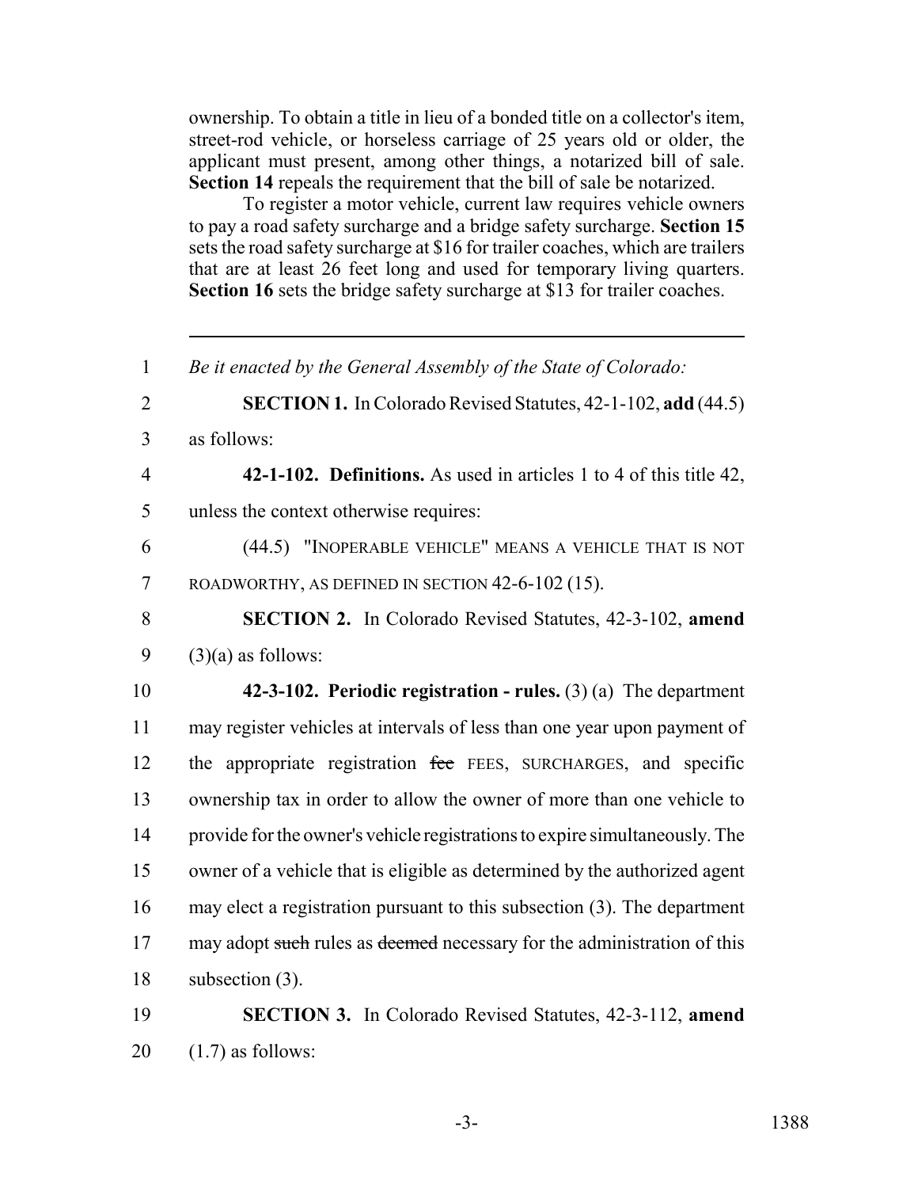ownership. To obtain a title in lieu of a bonded title on a collector's item, street-rod vehicle, or horseless carriage of 25 years old or older, the applicant must present, among other things, a notarized bill of sale. **Section 14** repeals the requirement that the bill of sale be notarized.

To register a motor vehicle, current law requires vehicle owners to pay a road safety surcharge and a bridge safety surcharge. **Section 15** sets the road safety surcharge at $16 for trailer coaches, which are trailers that are at least 26 feet long and used for temporary living quarters. **Section 16** sets the bridge safety surcharge at $13 for trailer coaches.

---

1 *Be it enacted by the General Assembly of the State of Colorado:*

2 **SECTION 1.** In Colorado Revised Statutes, 42-1-102, **add** (44.5)
3 as follows:

4 **42-1-102. Definitions.** As used in articles 1 to 4 of this title 42,
5 unless the context otherwise requires:

6 (44.5) "INOPERABLE VEHICLE" MEANS A VEHICLE THAT IS NOT
7 ROADWORTHY, AS DEFINED IN SECTION 42-6-102 (15).

8 **SECTION 2.** In Colorado Revised Statutes, 42-3-102, **amend**
9 (3)(a) as follows:

10 **42-3-102. Periodic registration - rules.** (3) (a) The department
11 may register vehicles at intervals of less than one year upon payment of
12 the appropriate registration ~~fee~~ FEES, SURCHARGES, and specific
13 ownership tax in order to allow the owner of more than one vehicle to
14 provide for the owner's vehicle registrations to expire simultaneously. The
15 owner of a vehicle that is eligible as determined by the authorized agent
16 may elect a registration pursuant to this subsection (3). The department
17 may adopt ~~such~~ rules as ~~deemed~~ necessary for the administration of this
18 subsection (3).

19 **SECTION 3.** In Colorado Revised Statutes, 42-3-112, **amend**
20 (1.7) as follows: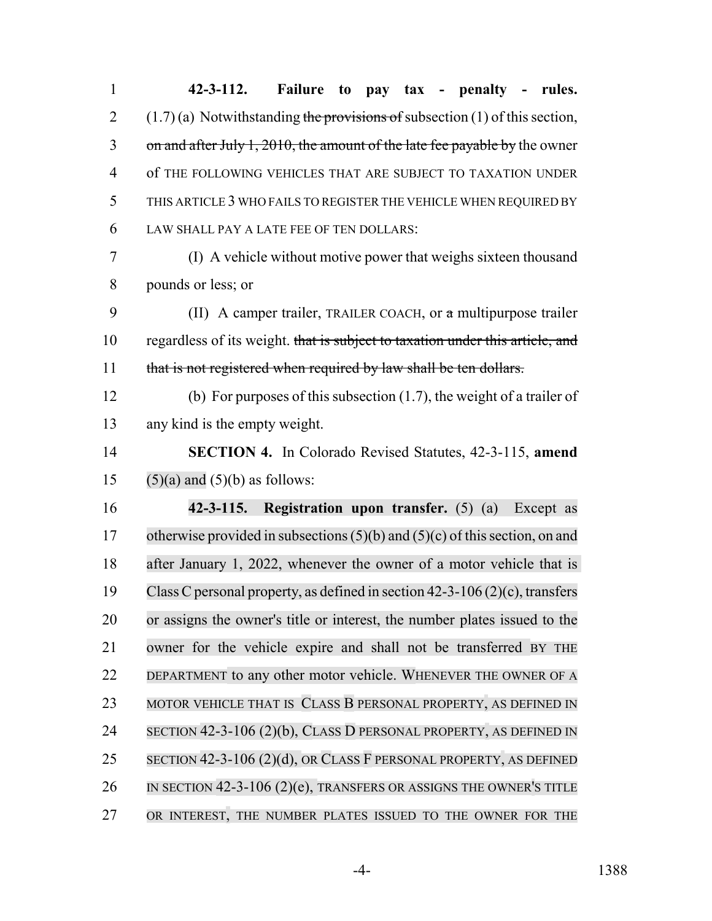**42-3-112. Failure to pay tax - penalty - rules.** (1.7) (a) Notwithstanding ~~the provisions of~~ subsection (1) of this section, ~~on and after July 1, 2010, the amount of the late fee payable by~~ the owner of THE FOLLOWING VEHICLES THAT ARE SUBJECT TO TAXATION UNDER THIS ARTICLE 3 WHO FAILS TO REGISTER THE VEHICLE WHEN REQUIRED BY LAW SHALL PAY A LATE FEE OF TEN DOLLARS:

(I) A vehicle without motive power that weighs sixteen thousand pounds or less; or

(II) A camper trailer, TRAILER COACH, or ~~a~~ multipurpose trailer regardless of its weight. ~~that is subject to taxation under this article, and that is not registered when required by law shall be ten dollars.~~

(b) For purposes of this subsection (1.7), the weight of a trailer of any kind is the empty weight.

**SECTION 4.** In Colorado Revised Statutes, 42-3-115, **amend** (5)(a) and (5)(b) as follows:

**42-3-115. Registration upon transfer.** (5) (a) Except as otherwise provided in subsections (5)(b) and (5)(c) of this section, on and after January 1, 2022, whenever the owner of a motor vehicle that is Class C personal property, as defined in section 42-3-106 (2)(c), transfers or assigns the owner's title or interest, the number plates issued to the owner for the vehicle expire and shall not be transferred BY THE DEPARTMENT to any other motor vehicle. WHENEVER THE OWNER OF A MOTOR VEHICLE THAT IS CLASS B PERSONAL PROPERTY, AS DEFINED IN SECTION 42-3-106 (2)(b), CLASS D PERSONAL PROPERTY, AS DEFINED IN SECTION 42-3-106 (2)(d), OR CLASS F PERSONAL PROPERTY, AS DEFINED IN SECTION 42-3-106 (2)(e), TRANSFERS OR ASSIGNS THE OWNER'S TITLE OR INTEREST, THE NUMBER PLATES ISSUED TO THE OWNER FOR THE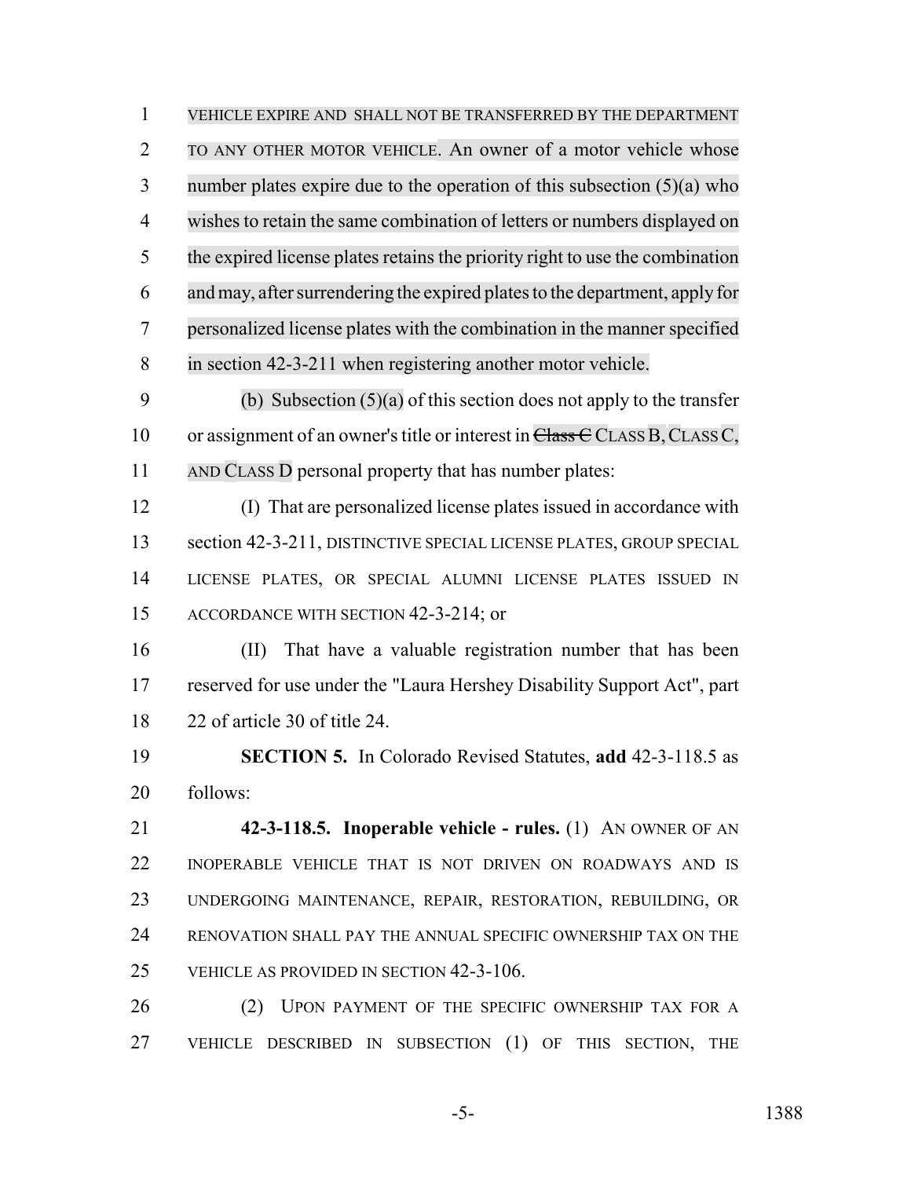VEHICLE EXPIRE AND SHALL NOT BE TRANSFERRED BY THE DEPARTMENT TO ANY OTHER MOTOR VEHICLE. An owner of a motor vehicle whose number plates expire due to the operation of this subsection (5)(a) who wishes to retain the same combination of letters or numbers displayed on the expired license plates retains the priority right to use the combination and may, after surrendering the expired plates to the department, apply for personalized license plates with the combination in the manner specified in section 42-3-211 when registering another motor vehicle.

(b) Subsection (5)(a) of this section does not apply to the transfer or assignment of an owner's title or interest in ~~Class C~~ CLASS B, CLASS C, AND CLASS D personal property that has number plates:

(I) That are personalized license plates issued in accordance with section 42-3-211, DISTINCTIVE SPECIAL LICENSE PLATES, GROUP SPECIAL LICENSE PLATES, OR SPECIAL ALUMNI LICENSE PLATES ISSUED IN ACCORDANCE WITH SECTION 42-3-214; or

(II) That have a valuable registration number that has been reserved for use under the "Laura Hershey Disability Support Act", part 22 of article 30 of title 24.

**SECTION 5.** In Colorado Revised Statutes, **add** 42-3-118.5 as follows:

**42-3-118.5. Inoperable vehicle - rules.** (1) AN OWNER OF AN INOPERABLE VEHICLE THAT IS NOT DRIVEN ON ROADWAYS AND IS UNDERGOING MAINTENANCE, REPAIR, RESTORATION, REBUILDING, OR RENOVATION SHALL PAY THE ANNUAL SPECIFIC OWNERSHIP TAX ON THE VEHICLE AS PROVIDED IN SECTION 42-3-106.

(2) UPON PAYMENT OF THE SPECIFIC OWNERSHIP TAX FOR A VEHICLE DESCRIBED IN SUBSECTION (1) OF THIS SECTION, THE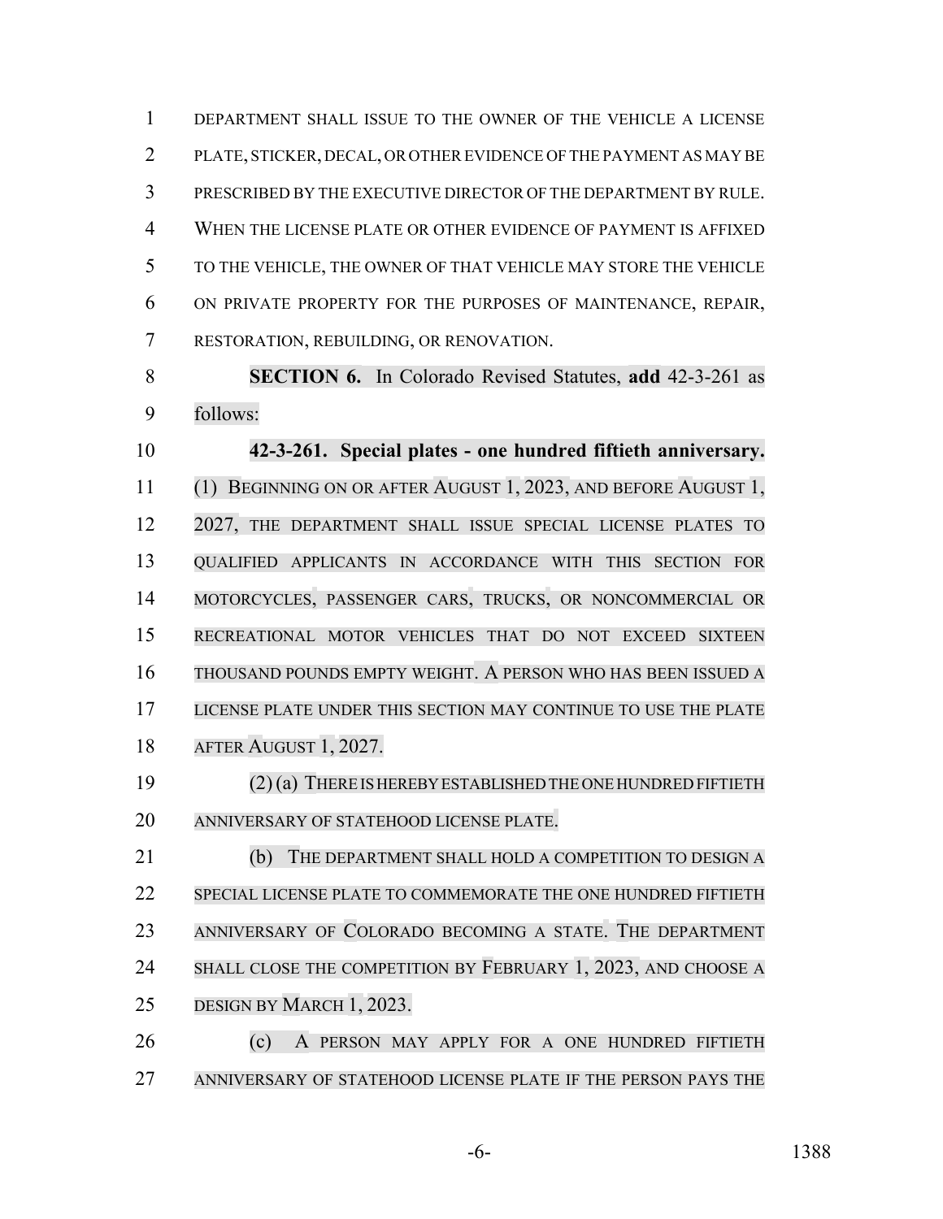DEPARTMENT SHALL ISSUE TO THE OWNER OF THE VEHICLE A LICENSE PLATE, STICKER, DECAL, OR OTHER EVIDENCE OF THE PAYMENT AS MAY BE PRESCRIBED BY THE EXECUTIVE DIRECTOR OF THE DEPARTMENT BY RULE. WHEN THE LICENSE PLATE OR OTHER EVIDENCE OF PAYMENT IS AFFIXED TO THE VEHICLE, THE OWNER OF THAT VEHICLE MAY STORE THE VEHICLE ON PRIVATE PROPERTY FOR THE PURPOSES OF MAINTENANCE, REPAIR, RESTORATION, REBUILDING, OR RENOVATION.

**SECTION 6.** In Colorado Revised Statutes, **add** 42-3-261 as follows:

**42-3-261. Special plates - one hundred fiftieth anniversary.** (1) BEGINNING ON OR AFTER AUGUST 1, 2023, AND BEFORE AUGUST 1, 2027, THE DEPARTMENT SHALL ISSUE SPECIAL LICENSE PLATES TO QUALIFIED APPLICANTS IN ACCORDANCE WITH THIS SECTION FOR MOTORCYCLES, PASSENGER CARS, TRUCKS, OR NONCOMMERCIAL OR RECREATIONAL MOTOR VEHICLES THAT DO NOT EXCEED SIXTEEN THOUSAND POUNDS EMPTY WEIGHT. A PERSON WHO HAS BEEN ISSUED A LICENSE PLATE UNDER THIS SECTION MAY CONTINUE TO USE THE PLATE AFTER AUGUST 1, 2027.

(2) (a) THERE IS HEREBY ESTABLISHED THE ONE HUNDRED FIFTIETH ANNIVERSARY OF STATEHOOD LICENSE PLATE.

(b) THE DEPARTMENT SHALL HOLD A COMPETITION TO DESIGN A SPECIAL LICENSE PLATE TO COMMEMORATE THE ONE HUNDRED FIFTIETH ANNIVERSARY OF COLORADO BECOMING A STATE. THE DEPARTMENT SHALL CLOSE THE COMPETITION BY FEBRUARY 1, 2023, AND CHOOSE A DESIGN BY MARCH 1, 2023.

(c) A PERSON MAY APPLY FOR A ONE HUNDRED FIFTIETH ANNIVERSARY OF STATEHOOD LICENSE PLATE IF THE PERSON PAYS THE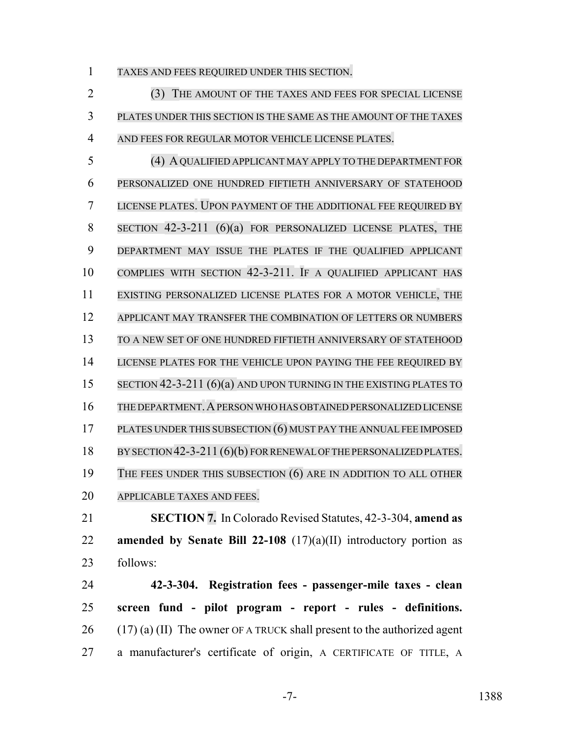TAXES AND FEES REQUIRED UNDER THIS SECTION.

(3) THE AMOUNT OF THE TAXES AND FEES FOR SPECIAL LICENSE PLATES UNDER THIS SECTION IS THE SAME AS THE AMOUNT OF THE TAXES AND FEES FOR REGULAR MOTOR VEHICLE LICENSE PLATES.

(4) A QUALIFIED APPLICANT MAY APPLY TO THE DEPARTMENT FOR PERSONALIZED ONE HUNDRED FIFTIETH ANNIVERSARY OF STATEHOOD LICENSE PLATES. UPON PAYMENT OF THE ADDITIONAL FEE REQUIRED BY SECTION 42-3-211 (6)(a) FOR PERSONALIZED LICENSE PLATES, THE DEPARTMENT MAY ISSUE THE PLATES IF THE QUALIFIED APPLICANT COMPLIES WITH SECTION 42-3-211. IF A QUALIFIED APPLICANT HAS EXISTING PERSONALIZED LICENSE PLATES FOR A MOTOR VEHICLE, THE APPLICANT MAY TRANSFER THE COMBINATION OF LETTERS OR NUMBERS TO A NEW SET OF ONE HUNDRED FIFTIETH ANNIVERSARY OF STATEHOOD LICENSE PLATES FOR THE VEHICLE UPON PAYING THE FEE REQUIRED BY SECTION 42-3-211 (6)(a) AND UPON TURNING IN THE EXISTING PLATES TO THE DEPARTMENT. A PERSON WHO HAS OBTAINED PERSONALIZED LICENSE PLATES UNDER THIS SUBSECTION (6) MUST PAY THE ANNUAL FEE IMPOSED BY SECTION 42-3-211 (6)(b) FOR RENEWAL OF THE PERSONALIZED PLATES. THE FEES UNDER THIS SUBSECTION (6) ARE IN ADDITION TO ALL OTHER APPLICABLE TAXES AND FEES.

**SECTION 7.** In Colorado Revised Statutes, 42-3-304, **amend as amended by Senate Bill 22-108** (17)(a)(II) introductory portion as follows:

**42-3-304. Registration fees - passenger-mile taxes - clean screen fund - pilot program - report - rules - definitions.** (17) (a) (II) The owner OF A TRUCK shall present to the authorized agent a manufacturer's certificate of origin, A CERTIFICATE OF TITLE, A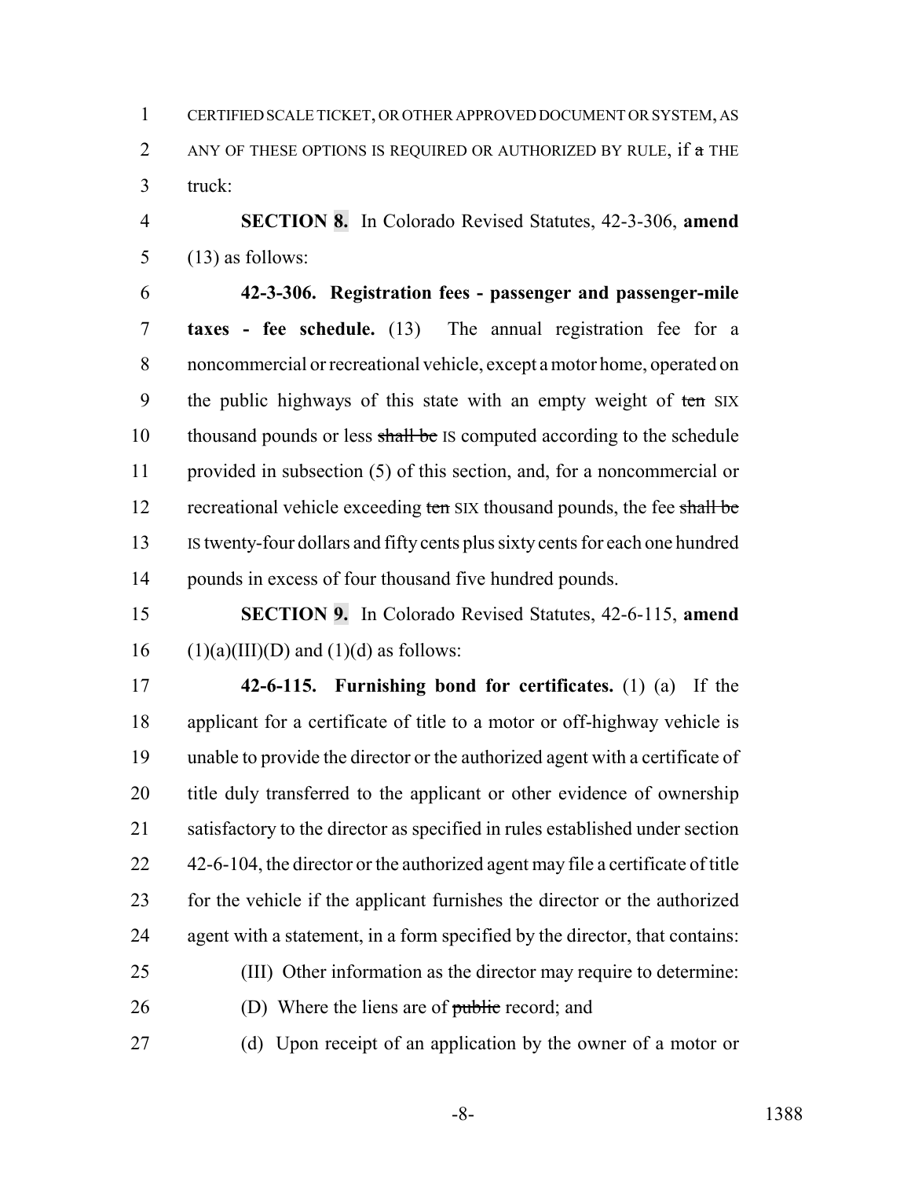CERTIFIED SCALE TICKET, OR OTHER APPROVED DOCUMENT OR SYSTEM, AS ANY OF THESE OPTIONS IS REQUIRED OR AUTHORIZED BY RULE, if ~~a~~ THE truck:

**SECTION 8.** In Colorado Revised Statutes, 42-3-306, **amend** (13) as follows:

**42-3-306. Registration fees - passenger and passenger-mile taxes - fee schedule.** (13) The annual registration fee for a noncommercial or recreational vehicle, except a motor home, operated on the public highways of this state with an empty weight of ~~ten~~ SIX thousand pounds or less ~~shall be~~ IS computed according to the schedule provided in subsection (5) of this section, and, for a noncommercial or recreational vehicle exceeding ~~ten~~ SIX thousand pounds, the fee ~~shall be~~ IS twenty-four dollars and fifty cents plus sixty cents for each one hundred pounds in excess of four thousand five hundred pounds.

**SECTION 9.** In Colorado Revised Statutes, 42-6-115, **amend** (1)(a)(III)(D) and (1)(d) as follows:

**42-6-115. Furnishing bond for certificates.** (1) (a) If the applicant for a certificate of title to a motor or off-highway vehicle is unable to provide the director or the authorized agent with a certificate of title duly transferred to the applicant or other evidence of ownership satisfactory to the director as specified in rules established under section 42-6-104, the director or the authorized agent may file a certificate of title for the vehicle if the applicant furnishes the director or the authorized agent with a statement, in a form specified by the director, that contains:

(III) Other information as the director may require to determine:

(D) Where the liens are of ~~public~~ record; and

(d) Upon receipt of an application by the owner of a motor or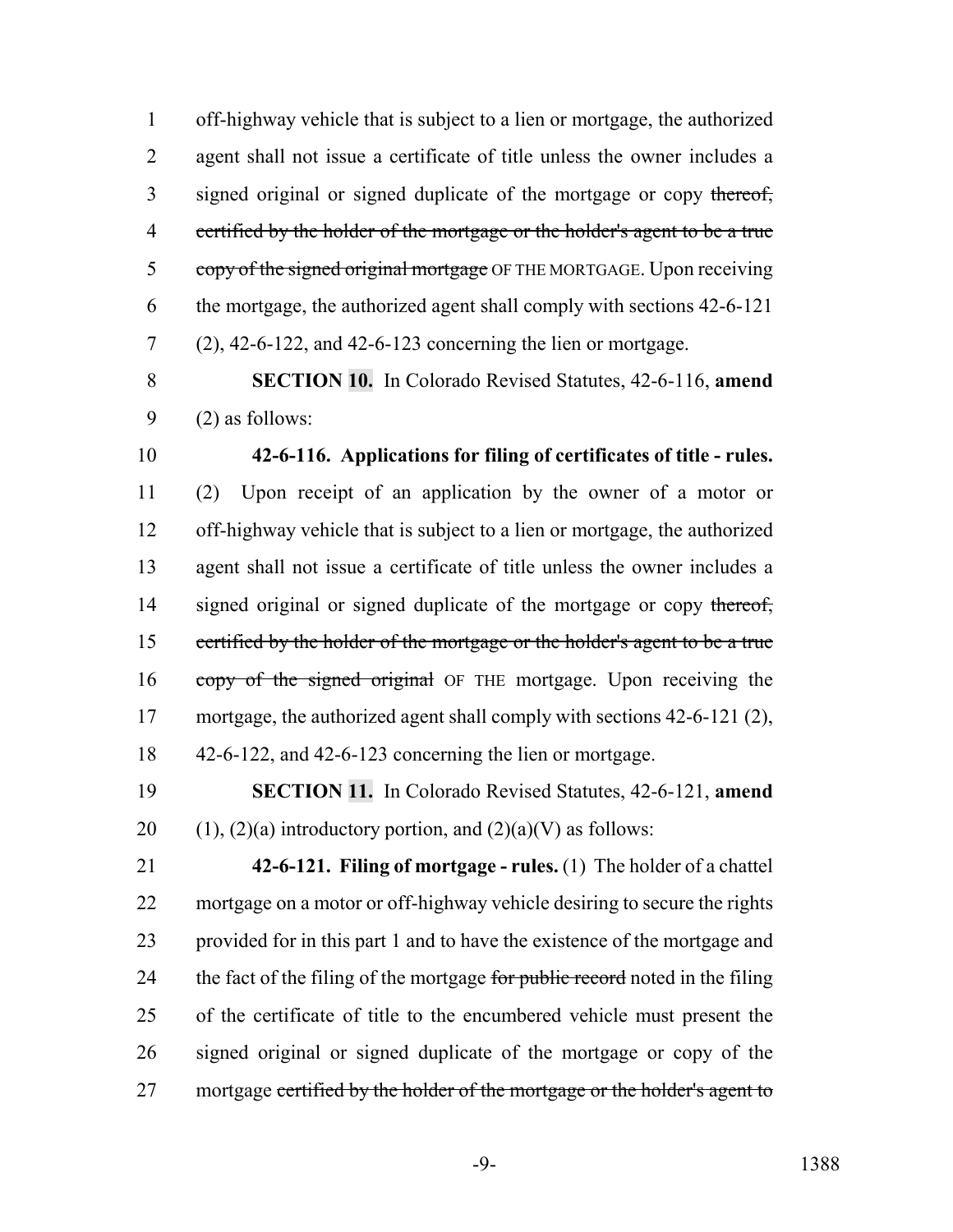off-highway vehicle that is subject to a lien or mortgage, the authorized agent shall not issue a certificate of title unless the owner includes a signed original or signed duplicate of the mortgage or copy ~~thereof, certified by the holder of the mortgage or the holder's agent to be a true copy of the signed original mortgage~~ OF THE MORTGAGE. Upon receiving the mortgage, the authorized agent shall comply with sections 42-6-121 (2), 42-6-122, and 42-6-123 concerning the lien or mortgage.

**SECTION 10.** In Colorado Revised Statutes, 42-6-116, **amend** (2) as follows:

**42-6-116. Applications for filing of certificates of title - rules.** (2) Upon receipt of an application by the owner of a motor or off-highway vehicle that is subject to a lien or mortgage, the authorized agent shall not issue a certificate of title unless the owner includes a signed original or signed duplicate of the mortgage or copy ~~thereof, certified by the holder of the mortgage or the holder's agent to be a true copy of the signed original~~ OF THE mortgage. Upon receiving the mortgage, the authorized agent shall comply with sections 42-6-121 (2), 42-6-122, and 42-6-123 concerning the lien or mortgage.

**SECTION 11.** In Colorado Revised Statutes, 42-6-121, **amend** (1), (2)(a) introductory portion, and (2)(a)(V) as follows:

**42-6-121. Filing of mortgage - rules.** (1) The holder of a chattel mortgage on a motor or off-highway vehicle desiring to secure the rights provided for in this part 1 and to have the existence of the mortgage and the fact of the filing of the mortgage ~~for public record~~ noted in the filing of the certificate of title to the encumbered vehicle must present the signed original or signed duplicate of the mortgage or copy of the mortgage ~~certified by the holder of the mortgage or the holder's agent to~~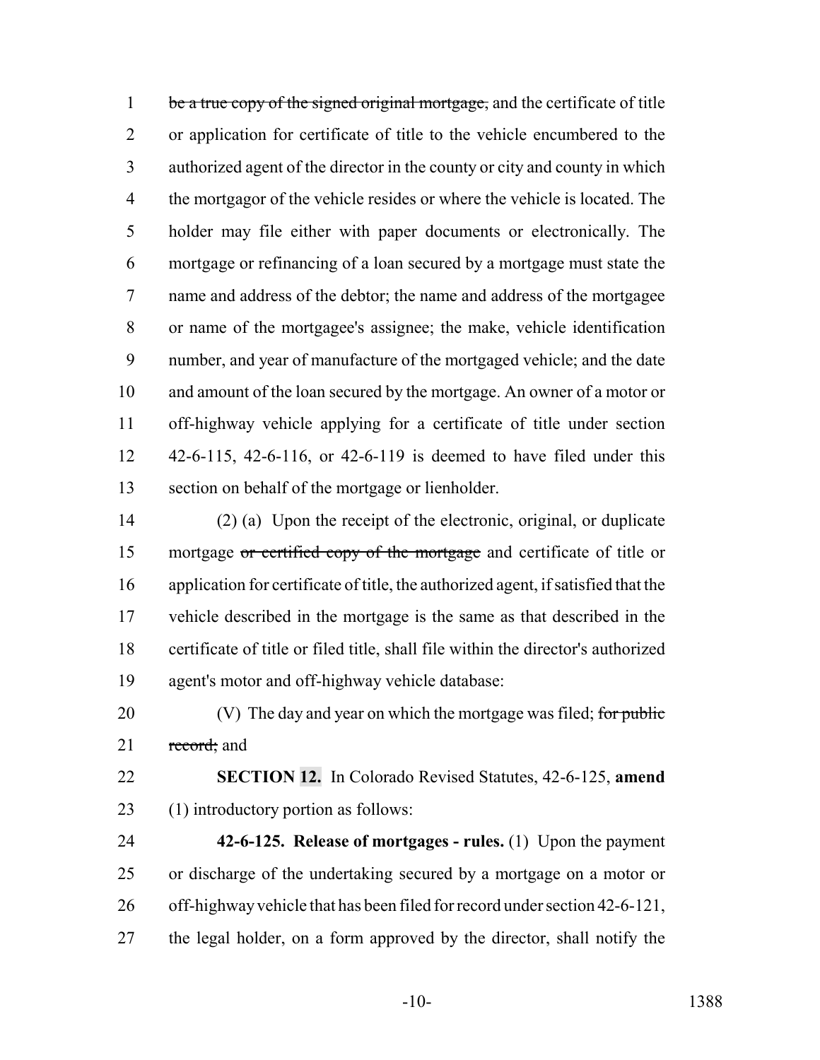~~be a true copy of the signed original mortgage,~~ and the certificate of title or application for certificate of title to the vehicle encumbered to the authorized agent of the director in the county or city and county in which the mortgagor of the vehicle resides or where the vehicle is located. The holder may file either with paper documents or electronically. The mortgage or refinancing of a loan secured by a mortgage must state the name and address of the debtor; the name and address of the mortgagee or name of the mortgagee's assignee; the make, vehicle identification number, and year of manufacture of the mortgaged vehicle; and the date and amount of the loan secured by the mortgage. An owner of a motor or off-highway vehicle applying for a certificate of title under section 42-6-115, 42-6-116, or 42-6-119 is deemed to have filed under this section on behalf of the mortgage or lienholder.

(2) (a) Upon the receipt of the electronic, original, or duplicate mortgage ~~or certified copy of the mortgage~~ and certificate of title or application for certificate of title, the authorized agent, if satisfied that the vehicle described in the mortgage is the same as that described in the certificate of title or filed title, shall file within the director's authorized agent's motor and off-highway vehicle database:

(V) The day and year on which the mortgage was filed; ~~for public record;~~ and

**SECTION 12.** In Colorado Revised Statutes, 42-6-125, **amend** (1) introductory portion as follows:

**42-6-125. Release of mortgages - rules.** (1) Upon the payment or discharge of the undertaking secured by a mortgage on a motor or off-highway vehicle that has been filed for record under section 42-6-121, the legal holder, on a form approved by the director, shall notify the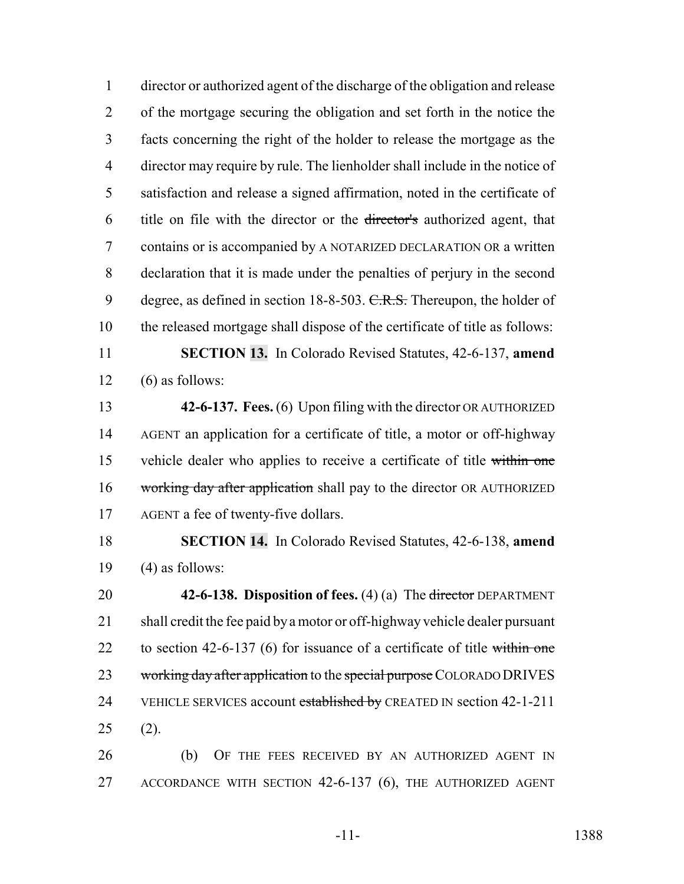director or authorized agent of the discharge of the obligation and release of the mortgage securing the obligation and set forth in the notice the facts concerning the right of the holder to release the mortgage as the director may require by rule. The lienholder shall include in the notice of satisfaction and release a signed affirmation, noted in the certificate of title on file with the director or the ~~director's~~ authorized agent, that contains or is accompanied by A NOTARIZED DECLARATION OR a written declaration that it is made under the penalties of perjury in the second degree, as defined in section 18-8-503. ~~C.R.S.~~ Thereupon, the holder of the released mortgage shall dispose of the certificate of title as follows:

**SECTION 13.** In Colorado Revised Statutes, 42-6-137, **amend** (6) as follows:

**42-6-137. Fees.** (6) Upon filing with the director OR AUTHORIZED AGENT an application for a certificate of title, a motor or off-highway vehicle dealer who applies to receive a certificate of title ~~within one working day after application~~ shall pay to the director OR AUTHORIZED AGENT a fee of twenty-five dollars.

**SECTION 14.** In Colorado Revised Statutes, 42-6-138, **amend** (4) as follows:

**42-6-138. Disposition of fees.** (4) (a) The ~~director~~ DEPARTMENT shall credit the fee paid by a motor or off-highway vehicle dealer pursuant to section 42-6-137 (6) for issuance of a certificate of title ~~within one working day after application~~ to the ~~special purpose~~ COLORADO DRIVES VEHICLE SERVICES account ~~established by~~ CREATED IN section 42-1-211 (2).

(b) OF THE FEES RECEIVED BY AN AUTHORIZED AGENT IN ACCORDANCE WITH SECTION 42-6-137 (6), THE AUTHORIZED AGENT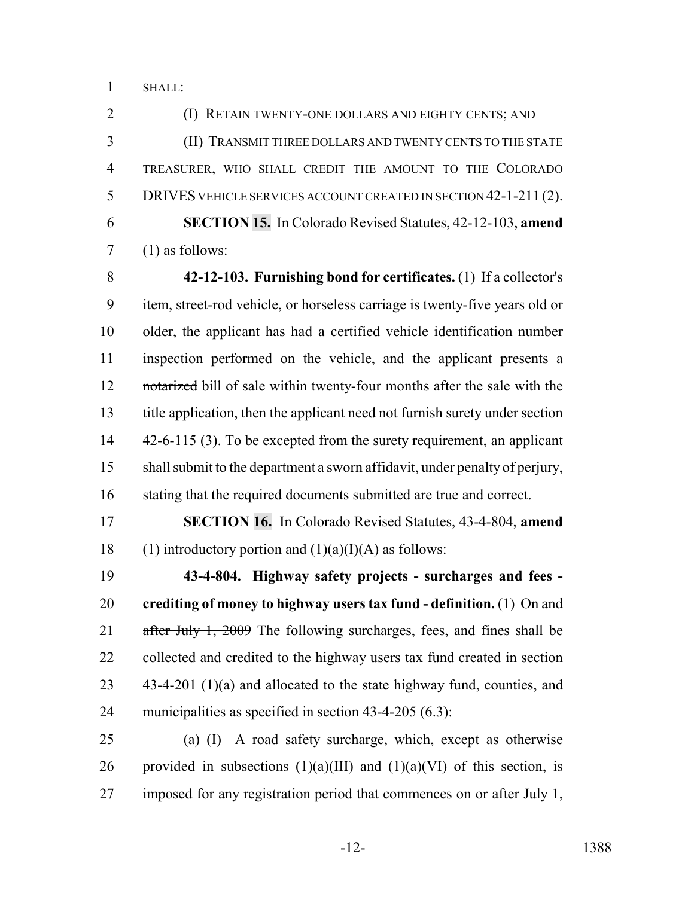SHALL:

(I) RETAIN TWENTY-ONE DOLLARS AND EIGHTY CENTS; AND

(II) TRANSMIT THREE DOLLARS AND TWENTY CENTS TO THE STATE TREASURER, WHO SHALL CREDIT THE AMOUNT TO THE COLORADO DRIVES VEHICLE SERVICES ACCOUNT CREATED IN SECTION 42-1-211 (2).

**SECTION 15.** In Colorado Revised Statutes, 42-12-103, **amend** (1) as follows:

**42-12-103. Furnishing bond for certificates.** (1) If a collector's item, street-rod vehicle, or horseless carriage is twenty-five years old or older, the applicant has had a certified vehicle identification number inspection performed on the vehicle, and the applicant presents a ~~notarized~~ bill of sale within twenty-four months after the sale with the title application, then the applicant need not furnish surety under section 42-6-115 (3). To be excepted from the surety requirement, an applicant shall submit to the department a sworn affidavit, under penalty of perjury, stating that the required documents submitted are true and correct.

**SECTION 16.** In Colorado Revised Statutes, 43-4-804, **amend** (1) introductory portion and (1)(a)(I)(A) as follows:

**43-4-804. Highway safety projects - surcharges and fees - crediting of money to highway users tax fund - definition.** (1) ~~On and after July 1, 2009~~ The following surcharges, fees, and fines shall be collected and credited to the highway users tax fund created in section 43-4-201 (1)(a) and allocated to the state highway fund, counties, and municipalities as specified in section 43-4-205 (6.3):

(a) (I) A road safety surcharge, which, except as otherwise provided in subsections (1)(a)(III) and (1)(a)(VI) of this section, is imposed for any registration period that commences on or after July 1,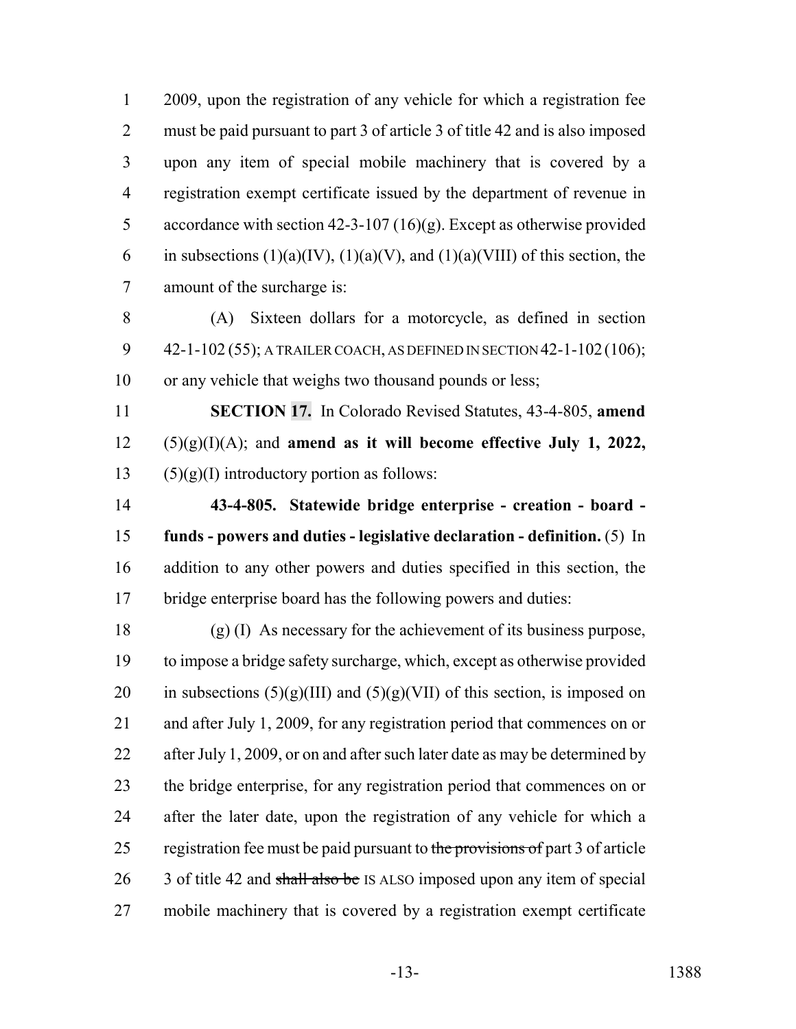2009, upon the registration of any vehicle for which a registration fee must be paid pursuant to part 3 of article 3 of title 42 and is also imposed upon any item of special mobile machinery that is covered by a registration exempt certificate issued by the department of revenue in accordance with section 42-3-107 (16)(g). Except as otherwise provided in subsections (1)(a)(IV), (1)(a)(V), and (1)(a)(VIII) of this section, the amount of the surcharge is:

(A) Sixteen dollars for a motorcycle, as defined in section 42-1-102 (55); A TRAILER COACH, AS DEFINED IN SECTION 42-1-102 (106); or any vehicle that weighs two thousand pounds or less;

**SECTION 17.** In Colorado Revised Statutes, 43-4-805, **amend** (5)(g)(I)(A); and **amend as it will become effective July 1, 2022,** (5)(g)(I) introductory portion as follows:

**43-4-805. Statewide bridge enterprise - creation - board - funds - powers and duties - legislative declaration - definition.** (5) In addition to any other powers and duties specified in this section, the bridge enterprise board has the following powers and duties:

(g) (I) As necessary for the achievement of its business purpose, to impose a bridge safety surcharge, which, except as otherwise provided in subsections (5)(g)(III) and (5)(g)(VII) of this section, is imposed on and after July 1, 2009, for any registration period that commences on or after July 1, 2009, or on and after such later date as may be determined by the bridge enterprise, for any registration period that commences on or after the later date, upon the registration of any vehicle for which a registration fee must be paid pursuant to ~~the provisions of~~ part 3 of article 3 of title 42 and ~~shall also be~~ IS ALSO imposed upon any item of special mobile machinery that is covered by a registration exempt certificate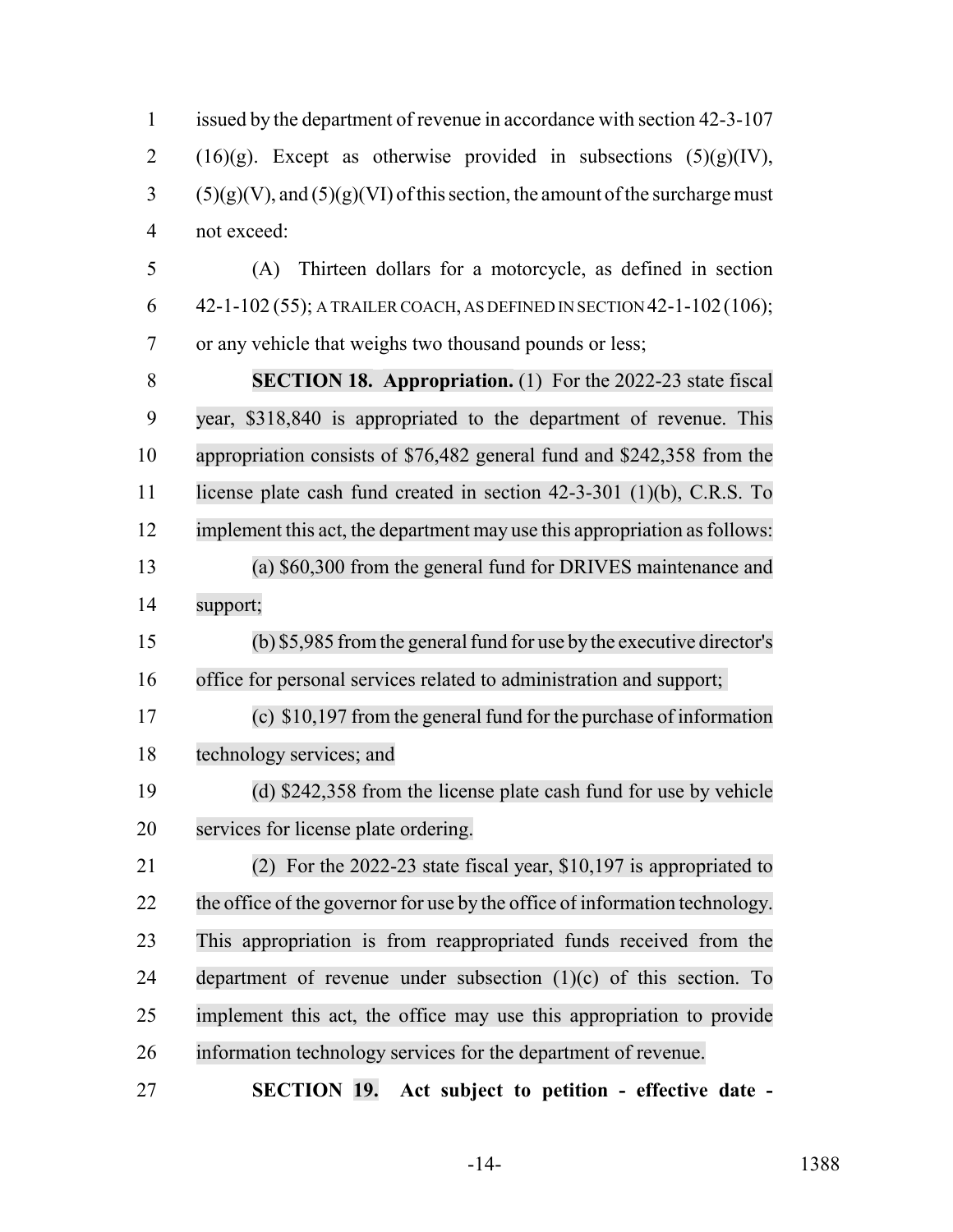issued by the department of revenue in accordance with section 42-3-107 (16)(g). Except as otherwise provided in subsections (5)(g)(IV), (5)(g)(V), and (5)(g)(VI) of this section, the amount of the surcharge must not exceed:

(A) Thirteen dollars for a motorcycle, as defined in section 42-1-102 (55); A TRAILER COACH, AS DEFINED IN SECTION 42-1-102 (106); or any vehicle that weighs two thousand pounds or less;

**SECTION 18. Appropriation.** (1) For the 2022-23 state fiscal year, $318,840 is appropriated to the department of revenue. This appropriation consists of $76,482 general fund and $242,358 from the license plate cash fund created in section 42-3-301 (1)(b), C.R.S. To implement this act, the department may use this appropriation as follows:

(a) $60,300 from the general fund for DRIVES maintenance and support;

(b) $5,985 from the general fund for use by the executive director's office for personal services related to administration and support;

(c) $10,197 from the general fund for the purchase of information technology services; and

(d) $242,358 from the license plate cash fund for use by vehicle services for license plate ordering.

(2) For the 2022-23 state fiscal year, $10,197 is appropriated to the office of the governor for use by the office of information technology. This appropriation is from reappropriated funds received from the department of revenue under subsection (1)(c) of this section. To implement this act, the office may use this appropriation to provide information technology services for the department of revenue.

**SECTION 19. Act subject to petition - effective date -**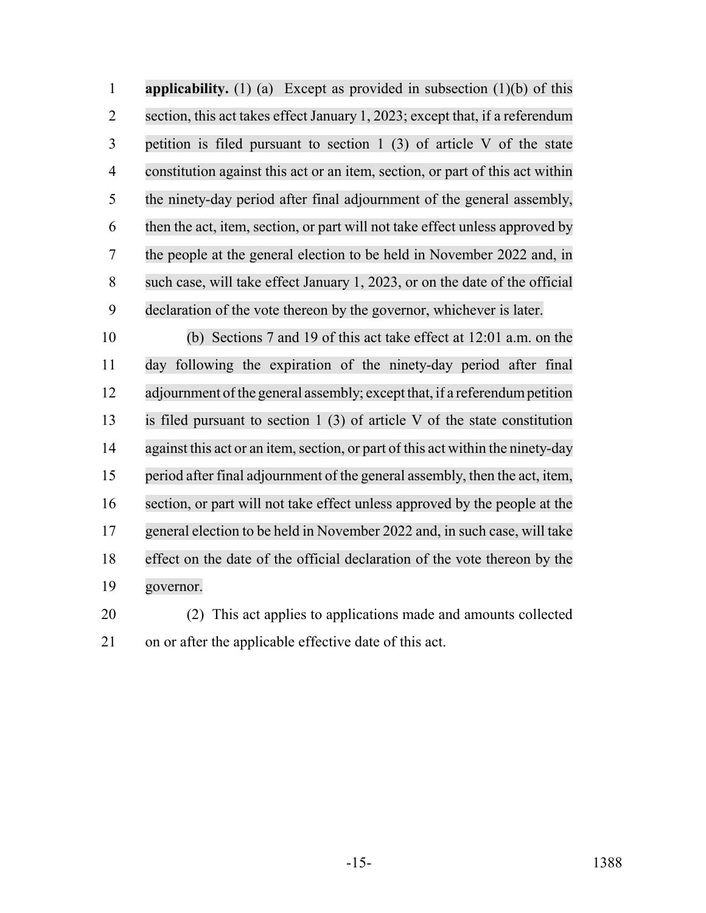**applicability.** (1) (a) Except as provided in subsection (1)(b) of this section, this act takes effect January 1, 2023; except that, if a referendum petition is filed pursuant to section 1 (3) of article V of the state constitution against this act or an item, section, or part of this act within the ninety-day period after final adjournment of the general assembly, then the act, item, section, or part will not take effect unless approved by the people at the general election to be held in November 2022 and, in such case, will take effect January 1, 2023, or on the date of the official declaration of the vote thereon by the governor, whichever is later.

(b) Sections 7 and 19 of this act take effect at 12:01 a.m. on the day following the expiration of the ninety-day period after final adjournment of the general assembly; except that, if a referendum petition is filed pursuant to section 1 (3) of article V of the state constitution against this act or an item, section, or part of this act within the ninety-day period after final adjournment of the general assembly, then the act, item, section, or part will not take effect unless approved by the people at the general election to be held in November 2022 and, in such case, will take effect on the date of the official declaration of the vote thereon by the governor.

(2) This act applies to applications made and amounts collected on or after the applicable effective date of this act.